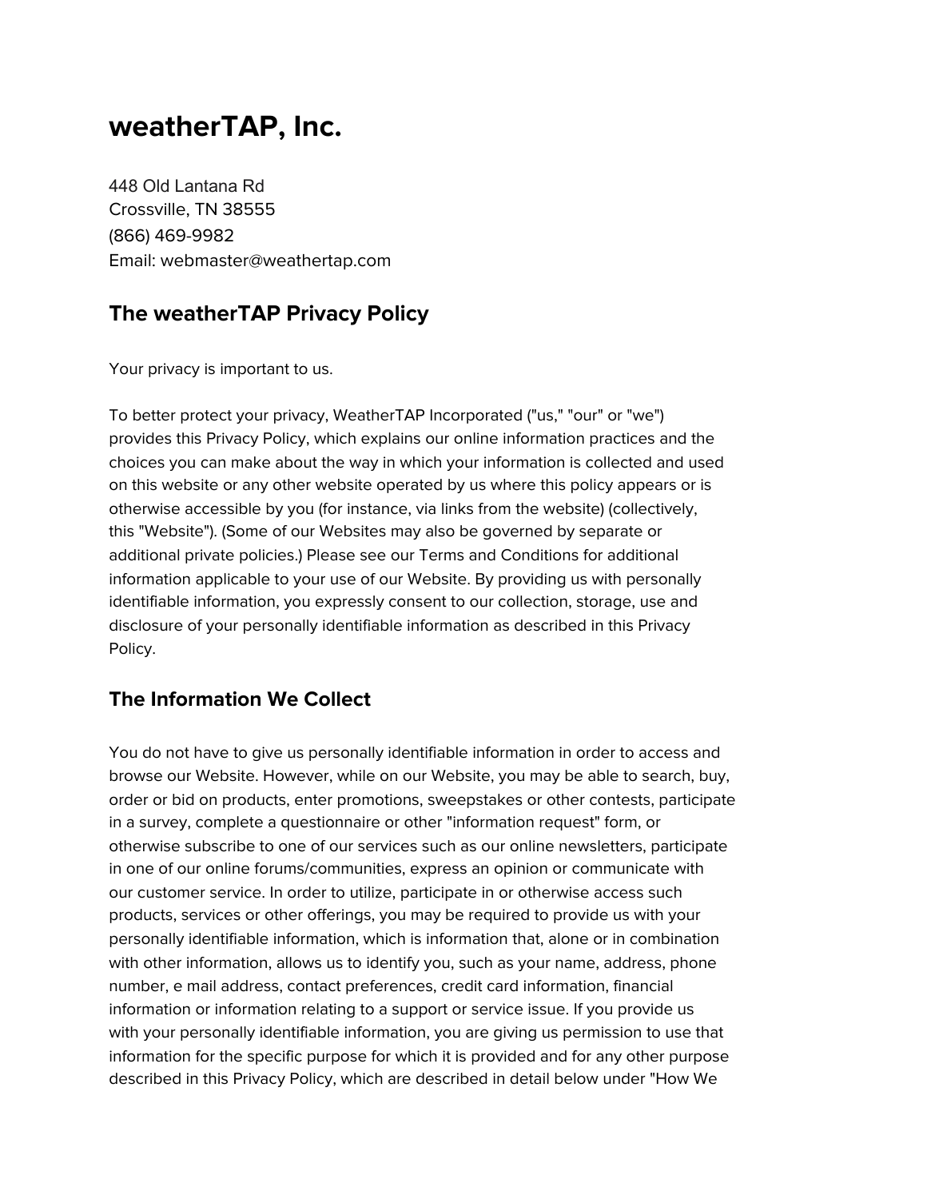# weatherTAP, Inc.

448 Old Lantana Rd
Crossville, TN 38555
(866) 469-9982
Email: webmaster@weathertap.com

## The weatherTAP Privacy Policy

Your privacy is important to us.

To better protect your privacy, WeatherTAP Incorporated ("us," "our" or "we") provides this Privacy Policy, which explains our online information practices and the choices you can make about the way in which your information is collected and used on this website or any other website operated by us where this policy appears or is otherwise accessible by you (for instance, via links from the website) (collectively, this "Website"). (Some of our Websites may also be governed by separate or additional private policies.) Please see our Terms and Conditions for additional information applicable to your use of our Website. By providing us with personally identifiable information, you expressly consent to our collection, storage, use and disclosure of your personally identifiable information as described in this Privacy Policy.

## The Information We Collect

You do not have to give us personally identifiable information in order to access and browse our Website. However, while on our Website, you may be able to search, buy, order or bid on products, enter promotions, sweepstakes or other contests, participate in a survey, complete a questionnaire or other "information request" form, or otherwise subscribe to one of our services such as our online newsletters, participate in one of our online forums/communities, express an opinion or communicate with our customer service. In order to utilize, participate in or otherwise access such products, services or other offerings, you may be required to provide us with your personally identifiable information, which is information that, alone or in combination with other information, allows us to identify you, such as your name, address, phone number, e mail address, contact preferences, credit card information, financial information or information relating to a support or service issue. If you provide us with your personally identifiable information, you are giving us permission to use that information for the specific purpose for which it is provided and for any other purpose described in this Privacy Policy, which are described in detail below under "How We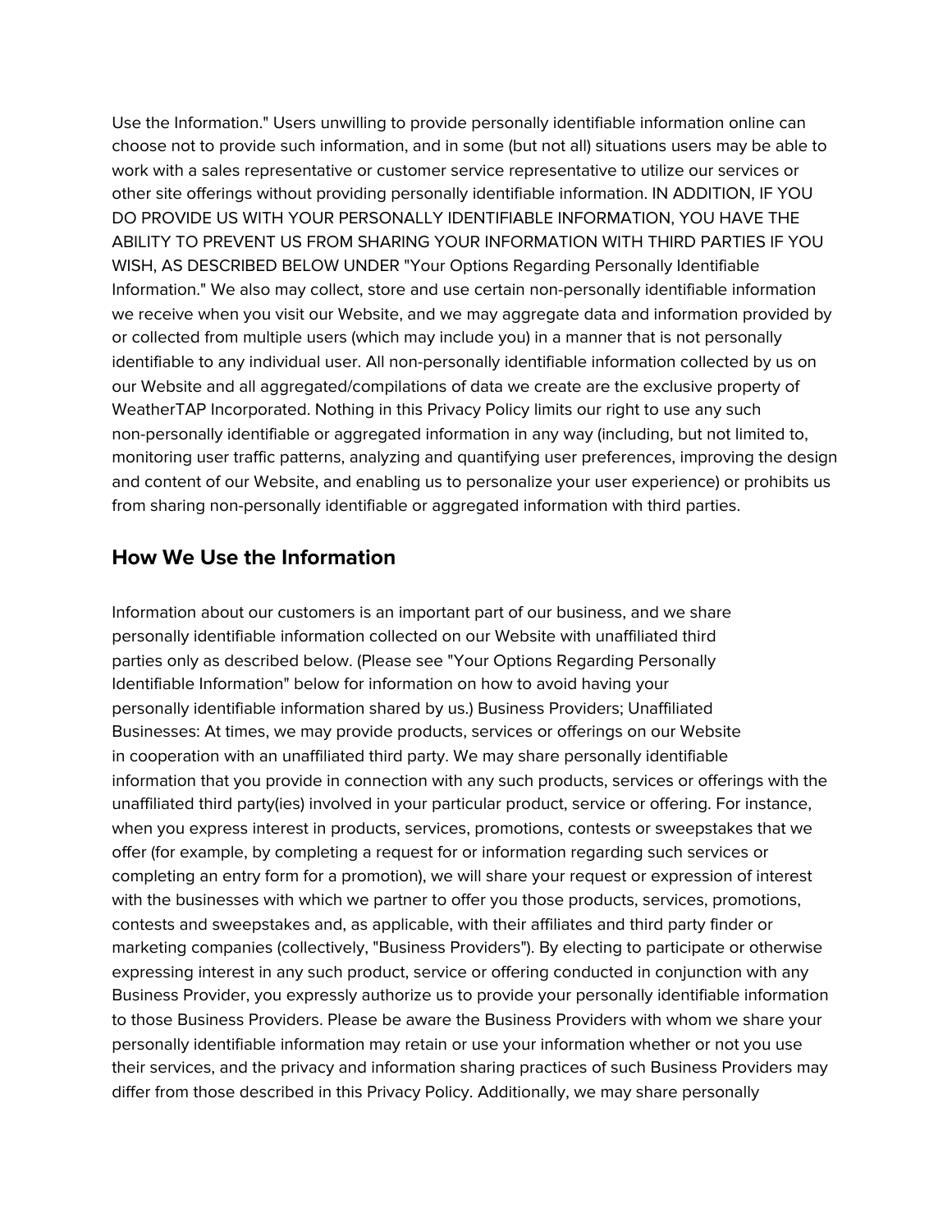Use the Information." Users unwilling to provide personally identifiable information online can choose not to provide such information, and in some (but not all) situations users may be able to work with a sales representative or customer service representative to utilize our services or other site offerings without providing personally identifiable information. IN ADDITION, IF YOU DO PROVIDE US WITH YOUR PERSONALLY IDENTIFIABLE INFORMATION, YOU HAVE THE ABILITY TO PREVENT US FROM SHARING YOUR INFORMATION WITH THIRD PARTIES IF YOU WISH, AS DESCRIBED BELOW UNDER "Your Options Regarding Personally Identifiable Information." We also may collect, store and use certain non-personally identifiable information we receive when you visit our Website, and we may aggregate data and information provided by or collected from multiple users (which may include you) in a manner that is not personally identifiable to any individual user. All non-personally identifiable information collected by us on our Website and all aggregated/compilations of data we create are the exclusive property of WeatherTAP Incorporated. Nothing in this Privacy Policy limits our right to use any such non-personally identifiable or aggregated information in any way (including, but not limited to, monitoring user traffic patterns, analyzing and quantifying user preferences, improving the design and content of our Website, and enabling us to personalize your user experience) or prohibits us from sharing non-personally identifiable or aggregated information with third parties.

## How We Use the Information

Information about our customers is an important part of our business, and we share personally identifiable information collected on our Website with unaffiliated third parties only as described below. (Please see "Your Options Regarding Personally Identifiable Information" below for information on how to avoid having your personally identifiable information shared by us.) Business Providers; Unaffiliated Businesses: At times, we may provide products, services or offerings on our Website in cooperation with an unaffiliated third party. We may share personally identifiable information that you provide in connection with any such products, services or offerings with the unaffiliated third party(ies) involved in your particular product, service or offering. For instance, when you express interest in products, services, promotions, contests or sweepstakes that we offer (for example, by completing a request for or information regarding such services or completing an entry form for a promotion), we will share your request or expression of interest with the businesses with which we partner to offer you those products, services, promotions, contests and sweepstakes and, as applicable, with their affiliates and third party finder or marketing companies (collectively, "Business Providers"). By electing to participate or otherwise expressing interest in any such product, service or offering conducted in conjunction with any Business Provider, you expressly authorize us to provide your personally identifiable information to those Business Providers. Please be aware the Business Providers with whom we share your personally identifiable information may retain or use your information whether or not you use their services, and the privacy and information sharing practices of such Business Providers may differ from those described in this Privacy Policy. Additionally, we may share personally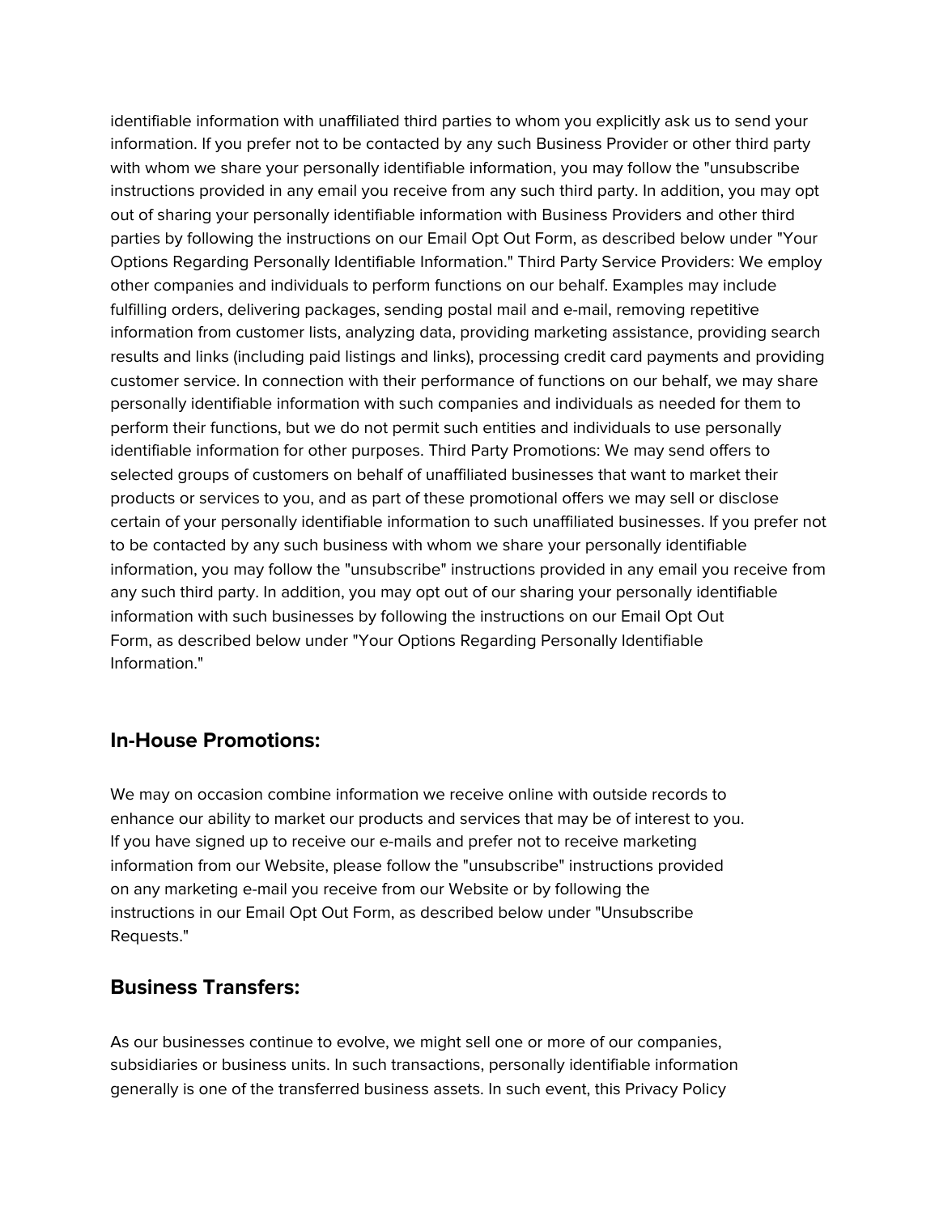identifiable information with unaffiliated third parties to whom you explicitly ask us to send your information. If you prefer not to be contacted by any such Business Provider or other third party with whom we share your personally identifiable information, you may follow the "unsubscribe instructions provided in any email you receive from any such third party. In addition, you may opt out of sharing your personally identifiable information with Business Providers and other third parties by following the instructions on our Email Opt Out Form, as described below under "Your Options Regarding Personally Identifiable Information." Third Party Service Providers: We employ other companies and individuals to perform functions on our behalf. Examples may include fulfilling orders, delivering packages, sending postal mail and e-mail, removing repetitive information from customer lists, analyzing data, providing marketing assistance, providing search results and links (including paid listings and links), processing credit card payments and providing customer service. In connection with their performance of functions on our behalf, we may share personally identifiable information with such companies and individuals as needed for them to perform their functions, but we do not permit such entities and individuals to use personally identifiable information for other purposes. Third Party Promotions: We may send offers to selected groups of customers on behalf of unaffiliated businesses that want to market their products or services to you, and as part of these promotional offers we may sell or disclose certain of your personally identifiable information to such unaffiliated businesses. If you prefer not to be contacted by any such business with whom we share your personally identifiable information, you may follow the "unsubscribe" instructions provided in any email you receive from any such third party. In addition, you may opt out of our sharing your personally identifiable information with such businesses by following the instructions on our Email Opt Out Form, as described below under "Your Options Regarding Personally Identifiable Information."

## In-House Promotions:

We may on occasion combine information we receive online with outside records to enhance our ability to market our products and services that may be of interest to you. If you have signed up to receive our e-mails and prefer not to receive marketing information from our Website, please follow the "unsubscribe" instructions provided on any marketing e-mail you receive from our Website or by following the instructions in our Email Opt Out Form, as described below under "Unsubscribe Requests."

## Business Transfers:

As our businesses continue to evolve, we might sell one or more of our companies, subsidiaries or business units. In such transactions, personally identifiable information generally is one of the transferred business assets. In such event, this Privacy Policy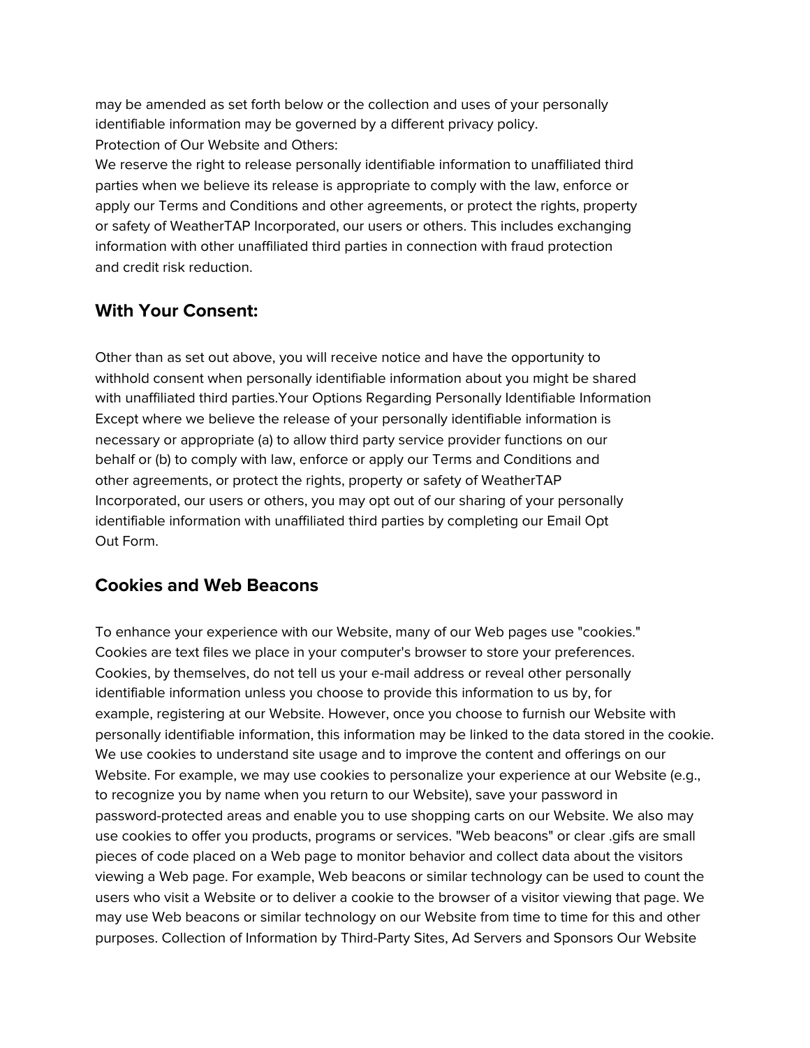may be amended as set forth below or the collection and uses of your personally identifiable information may be governed by a different privacy policy.
Protection of Our Website and Others:
We reserve the right to release personally identifiable information to unaffiliated third parties when we believe its release is appropriate to comply with the law, enforce or apply our Terms and Conditions and other agreements, or protect the rights, property or safety of WeatherTAP Incorporated, our users or others. This includes exchanging information with other unaffiliated third parties in connection with fraud protection and credit risk reduction.

## With Your Consent:

Other than as set out above, you will receive notice and have the opportunity to withhold consent when personally identifiable information about you might be shared with unaffiliated third parties.Your Options Regarding Personally Identifiable Information
Except where we believe the release of your personally identifiable information is necessary or appropriate (a) to allow third party service provider functions on our behalf or (b) to comply with law, enforce or apply our Terms and Conditions and other agreements, or protect the rights, property or safety of WeatherTAP Incorporated, our users or others, you may opt out of our sharing of your personally identifiable information with unaffiliated third parties by completing our Email Opt Out Form.

## Cookies and Web Beacons

To enhance your experience with our Website, many of our Web pages use "cookies." Cookies are text files we place in your computer's browser to store your preferences. Cookies, by themselves, do not tell us your e-mail address or reveal other personally identifiable information unless you choose to provide this information to us by, for example, registering at our Website. However, once you choose to furnish our Website with personally identifiable information, this information may be linked to the data stored in the cookie. We use cookies to understand site usage and to improve the content and offerings on our Website. For example, we may use cookies to personalize your experience at our Website (e.g., to recognize you by name when you return to our Website), save your password in password-protected areas and enable you to use shopping carts on our Website. We also may use cookies to offer you products, programs or services. "Web beacons" or clear .gifs are small pieces of code placed on a Web page to monitor behavior and collect data about the visitors viewing a Web page. For example, Web beacons or similar technology can be used to count the users who visit a Website or to deliver a cookie to the browser of a visitor viewing that page. We may use Web beacons or similar technology on our Website from time to time for this and other purposes. Collection of Information by Third-Party Sites, Ad Servers and Sponsors Our Website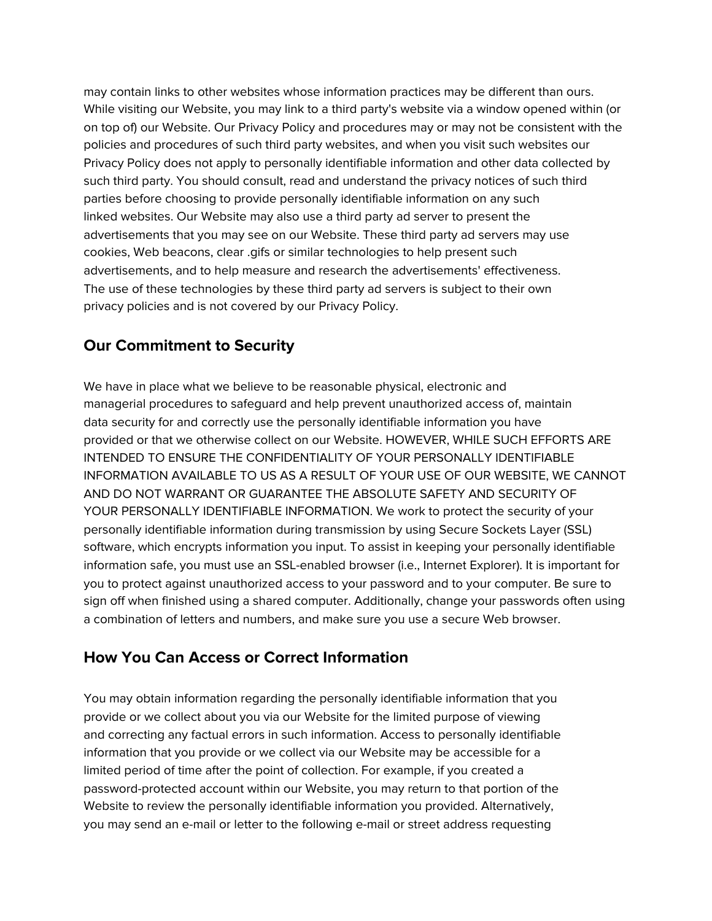may contain links to other websites whose information practices may be different than ours. While visiting our Website, you may link to a third party's website via a window opened within (or on top of) our Website. Our Privacy Policy and procedures may or may not be consistent with the policies and procedures of such third party websites, and when you visit such websites our Privacy Policy does not apply to personally identifiable information and other data collected by such third party. You should consult, read and understand the privacy notices of such third parties before choosing to provide personally identifiable information on any such linked websites. Our Website may also use a third party ad server to present the advertisements that you may see on our Website. These third party ad servers may use cookies, Web beacons, clear .gifs or similar technologies to help present such advertisements, and to help measure and research the advertisements' effectiveness. The use of these technologies by these third party ad servers is subject to their own privacy policies and is not covered by our Privacy Policy.

## Our Commitment to Security

We have in place what we believe to be reasonable physical, electronic and managerial procedures to safeguard and help prevent unauthorized access of, maintain data security for and correctly use the personally identifiable information you have provided or that we otherwise collect on our Website. HOWEVER, WHILE SUCH EFFORTS ARE INTENDED TO ENSURE THE CONFIDENTIALITY OF YOUR PERSONALLY IDENTIFIABLE INFORMATION AVAILABLE TO US AS A RESULT OF YOUR USE OF OUR WEBSITE, WE CANNOT AND DO NOT WARRANT OR GUARANTEE THE ABSOLUTE SAFETY AND SECURITY OF YOUR PERSONALLY IDENTIFIABLE INFORMATION. We work to protect the security of your personally identifiable information during transmission by using Secure Sockets Layer (SSL) software, which encrypts information you input. To assist in keeping your personally identifiable information safe, you must use an SSL-enabled browser (i.e., Internet Explorer). It is important for you to protect against unauthorized access to your password and to your computer. Be sure to sign off when finished using a shared computer. Additionally, change your passwords often using a combination of letters and numbers, and make sure you use a secure Web browser.

## How You Can Access or Correct Information

You may obtain information regarding the personally identifiable information that you provide or we collect about you via our Website for the limited purpose of viewing and correcting any factual errors in such information. Access to personally identifiable information that you provide or we collect via our Website may be accessible for a limited period of time after the point of collection. For example, if you created a password-protected account within our Website, you may return to that portion of the Website to review the personally identifiable information you provided. Alternatively, you may send an e-mail or letter to the following e-mail or street address requesting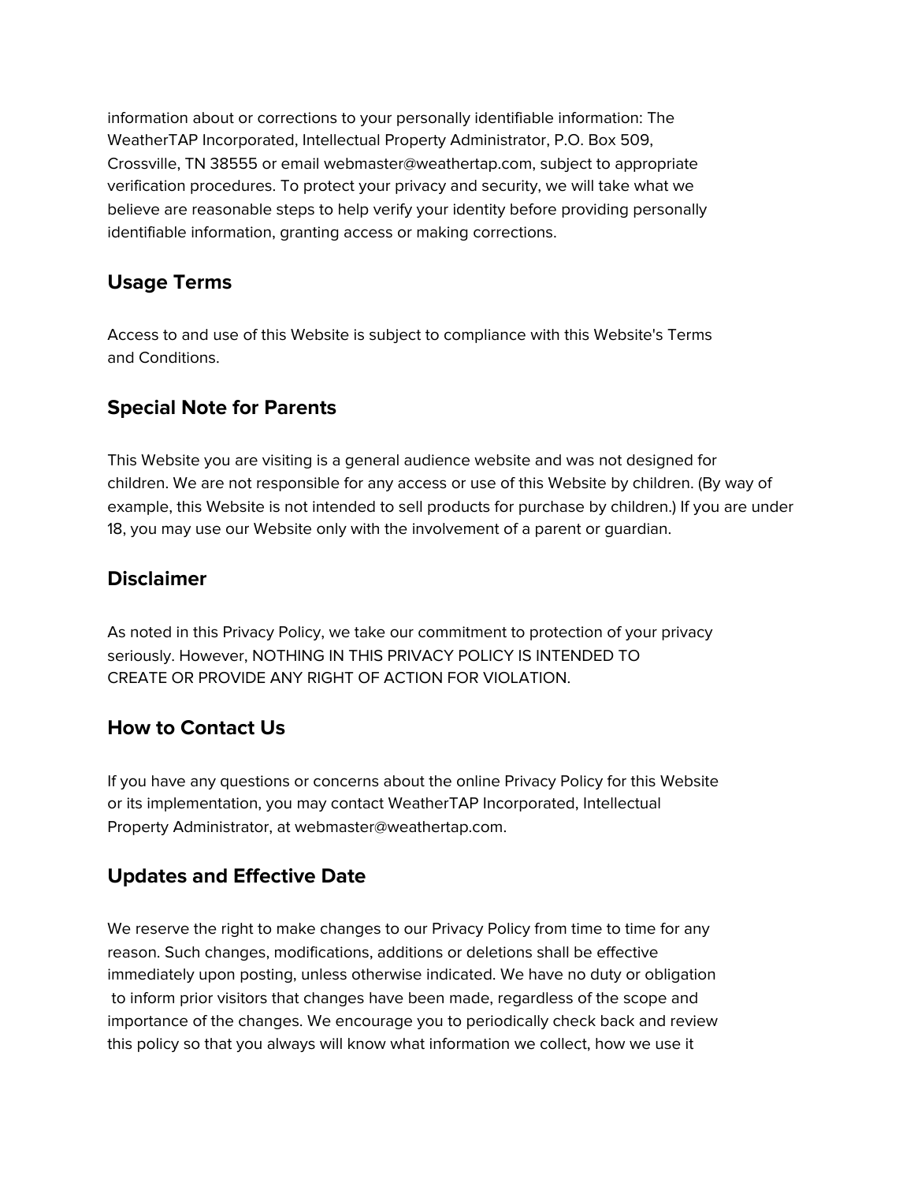information about or corrections to your personally identifiable information: The WeatherTAP Incorporated, Intellectual Property Administrator, P.O. Box 509, Crossville, TN 38555 or email webmaster@weathertap.com, subject to appropriate verification procedures. To protect your privacy and security, we will take what we believe are reasonable steps to help verify your identity before providing personally identifiable information, granting access or making corrections.

## Usage Terms

Access to and use of this Website is subject to compliance with this Website's Terms and Conditions.

## Special Note for Parents

This Website you are visiting is a general audience website and was not designed for children. We are not responsible for any access or use of this Website by children. (By way of example, this Website is not intended to sell products for purchase by children.) If you are under 18, you may use our Website only with the involvement of a parent or guardian.

## Disclaimer

As noted in this Privacy Policy, we take our commitment to protection of your privacy seriously. However, NOTHING IN THIS PRIVACY POLICY IS INTENDED TO CREATE OR PROVIDE ANY RIGHT OF ACTION FOR VIOLATION.

## How to Contact Us

If you have any questions or concerns about the online Privacy Policy for this Website or its implementation, you may contact WeatherTAP Incorporated, Intellectual Property Administrator, at webmaster@weathertap.com.

## Updates and Effective Date

We reserve the right to make changes to our Privacy Policy from time to time for any reason. Such changes, modifications, additions or deletions shall be effective immediately upon posting, unless otherwise indicated. We have no duty or obligation to inform prior visitors that changes have been made, regardless of the scope and importance of the changes. We encourage you to periodically check back and review this policy so that you always will know what information we collect, how we use it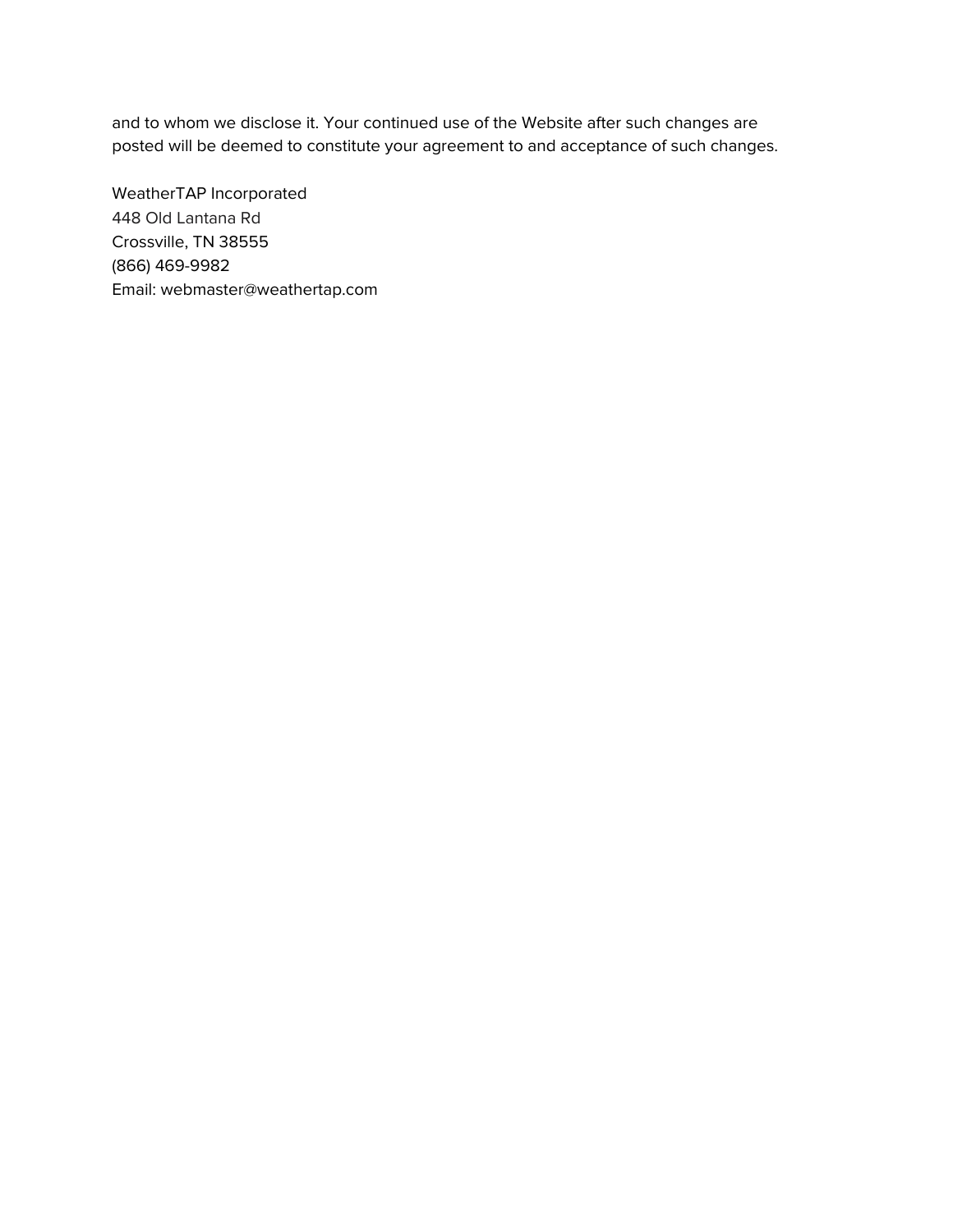and to whom we disclose it. Your continued use of the Website after such changes are posted will be deemed to constitute your agreement to and acceptance of such changes.

WeatherTAP Incorporated
448 Old Lantana Rd
Crossville, TN 38555
(866) 469-9982
Email: webmaster@weathertap.com